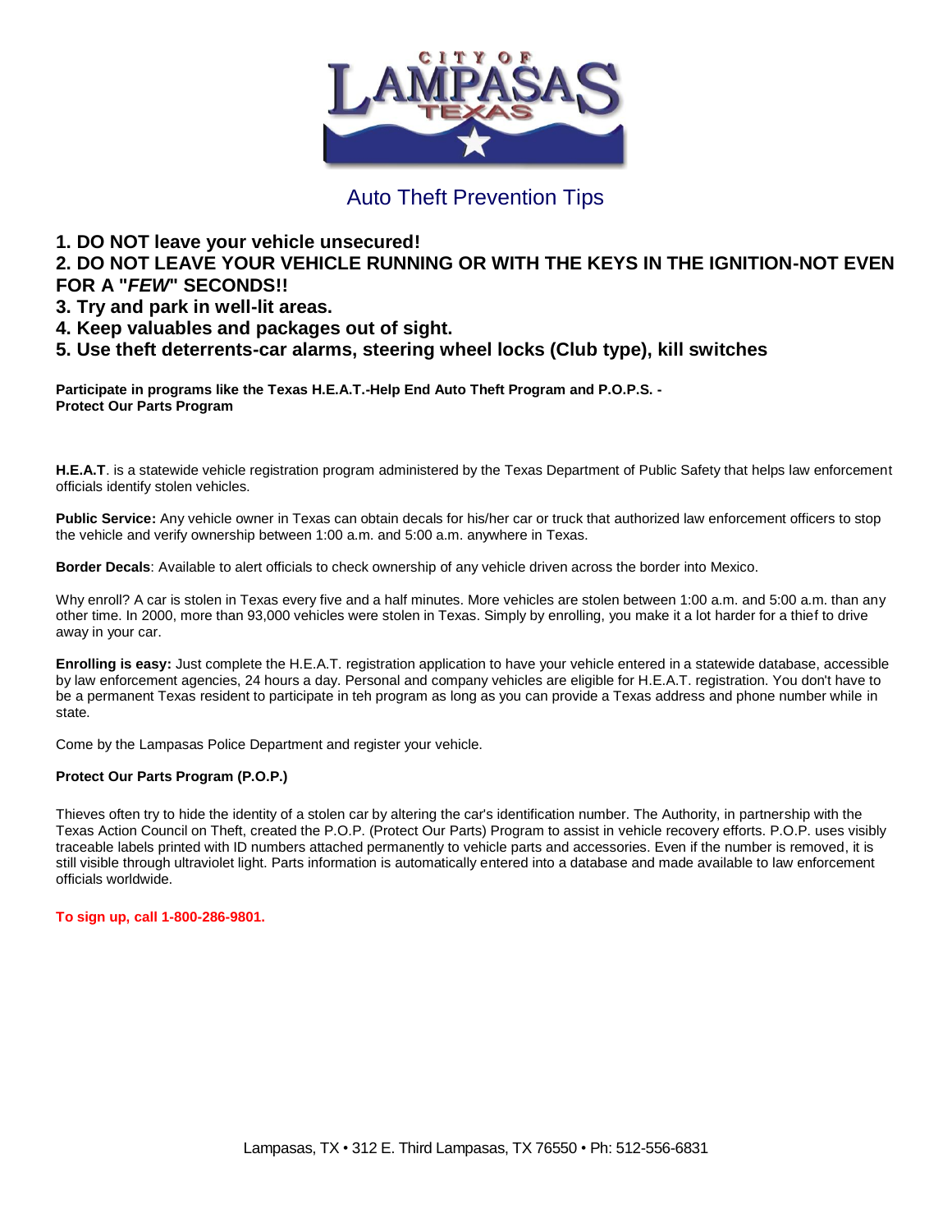CITY OF LAMPASAS TEXAS

# Auto Theft Prevention Tips

**1. DO NOT leave your vehicle unsecured!**
**2. DO NOT LEAVE YOUR VEHICLE RUNNING OR WITH THE KEYS IN THE IGNITION-NOT EVEN FOR A "*FEW*" SECONDS!!**
**3. Try and park in well-lit areas.**
**4. Keep valuables and packages out of sight.**
**5. Use theft deterrents-car alarms, steering wheel locks (Club type), kill switches**

**Participate in programs like the Texas H.E.A.T.-Help End Auto Theft Program and P.O.P.S. - Protect Our Parts Program**

**H.E.A.T**. is a statewide vehicle registration program administered by the Texas Department of Public Safety that helps law enforcement officials identify stolen vehicles.

**Public Service:** Any vehicle owner in Texas can obtain decals for his/her car or truck that authorized law enforcement officers to stop the vehicle and verify ownership between 1:00 a.m. and 5:00 a.m. anywhere in Texas.

**Border Decals**: Available to alert officials to check ownership of any vehicle driven across the border into Mexico.

Why enroll? A car is stolen in Texas every five and a half minutes. More vehicles are stolen between 1:00 a.m. and 5:00 a.m. than any other time. In 2000, more than 93,000 vehicles were stolen in Texas. Simply by enrolling, you make it a lot harder for a thief to drive away in your car.

**Enrolling is easy:** Just complete the H.E.A.T. registration application to have your vehicle entered in a statewide database, accessible by law enforcement agencies, 24 hours a day. Personal and company vehicles are eligible for H.E.A.T. registration. You don't have to be a permanent Texas resident to participate in teh program as long as you can provide a Texas address and phone number while in state.

Come by the Lampasas Police Department and register your vehicle.

**Protect Our Parts Program (P.O.P.)**

Thieves often try to hide the identity of a stolen car by altering the car's identification number. The Authority, in partnership with the Texas Action Council on Theft, created the P.O.P. (Protect Our Parts) Program to assist in vehicle recovery efforts. P.O.P. uses visibly traceable labels printed with ID numbers attached permanently to vehicle parts and accessories. Even if the number is removed, it is still visible through ultraviolet light. Parts information is automatically entered into a database and made available to law enforcement officials worldwide.

**To sign up, call 1-800-286-9801.**

Lampasas, TX • 312 E. Third Lampasas, TX 76550 • Ph: 512-556-6831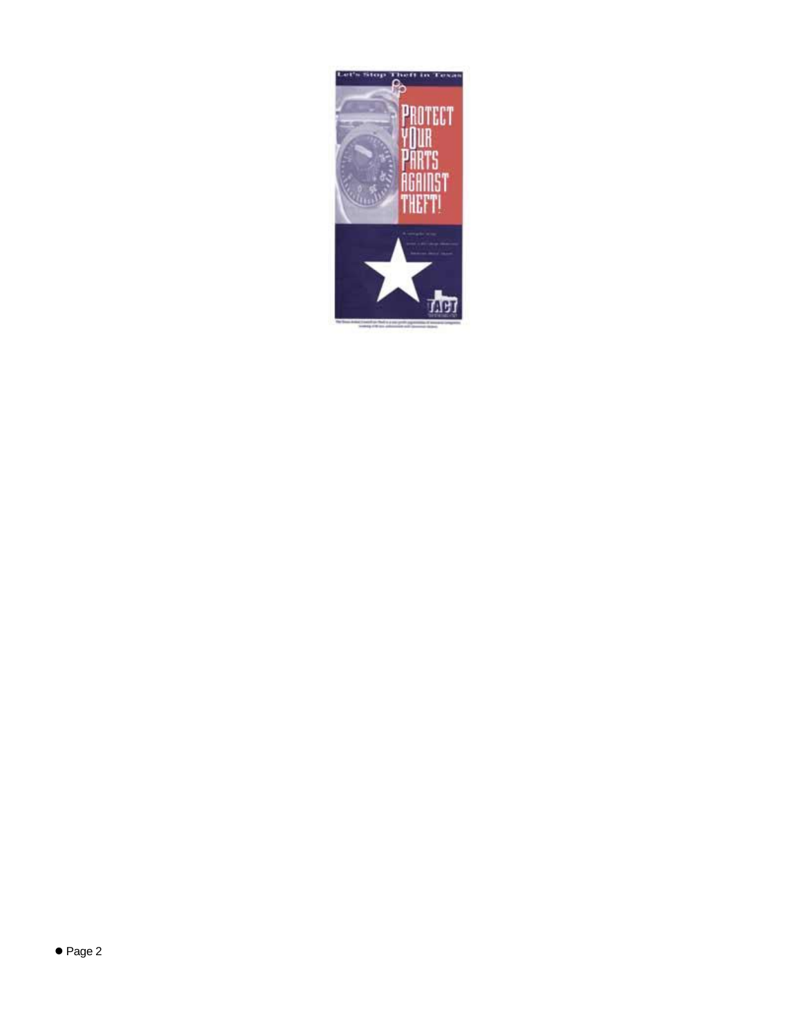Let's Stop Theft in Texas

# PROTECT YOUR PARTS AGAINST THEFT!

TACT